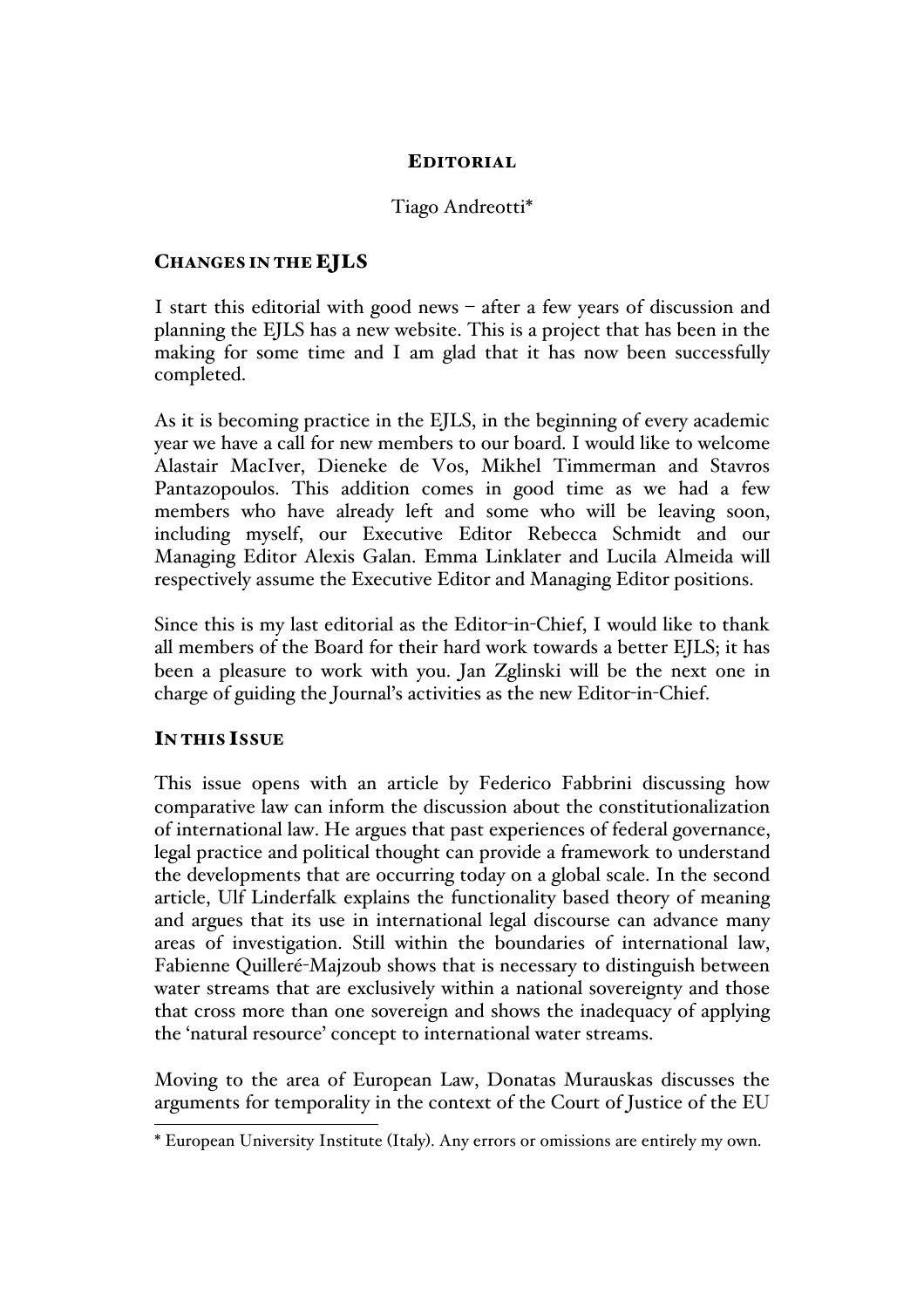# EDITORIAL

Tiago Andreotti*

## CHANGES IN THE EJLS

I start this editorial with good news – after a few years of discussion and planning the EJLS has a new website. This is a project that has been in the making for some time and I am glad that it has now been successfully completed.

As it is becoming practice in the EJLS, in the beginning of every academic year we have a call for new members to our board. I would like to welcome Alastair MacIver, Dieneke de Vos, Mikhel Timmerman and Stavros Pantazopoulos. This addition comes in good time as we had a few members who have already left and some who will be leaving soon, including myself, our Executive Editor Rebecca Schmidt and our Managing Editor Alexis Galan. Emma Linklater and Lucila Almeida will respectively assume the Executive Editor and Managing Editor positions.

Since this is my last editorial as the Editor-in-Chief, I would like to thank all members of the Board for their hard work towards a better EJLS; it has been a pleasure to work with you. Jan Zglinski will be the next one in charge of guiding the Journal's activities as the new Editor-in-Chief.

## IN THIS ISSUE

This issue opens with an article by Federico Fabbrini discussing how comparative law can inform the discussion about the constitutionalization of international law. He argues that past experiences of federal governance, legal practice and political thought can provide a framework to understand the developments that are occurring today on a global scale. In the second article, Ulf Linderfalk explains the functionality based theory of meaning and argues that its use in international legal discourse can advance many areas of investigation. Still within the boundaries of international law, Fabienne Quilleré-Majzoub shows that is necessary to distinguish between water streams that are exclusively within a national sovereignty and those that cross more than one sovereign and shows the inadequacy of applying the 'natural resource' concept to international water streams.

Moving to the area of European Law, Donatas Murauskas discusses the arguments for temporality in the context of the Court of Justice of the EU

* European University Institute (Italy). Any errors or omissions are entirely my own.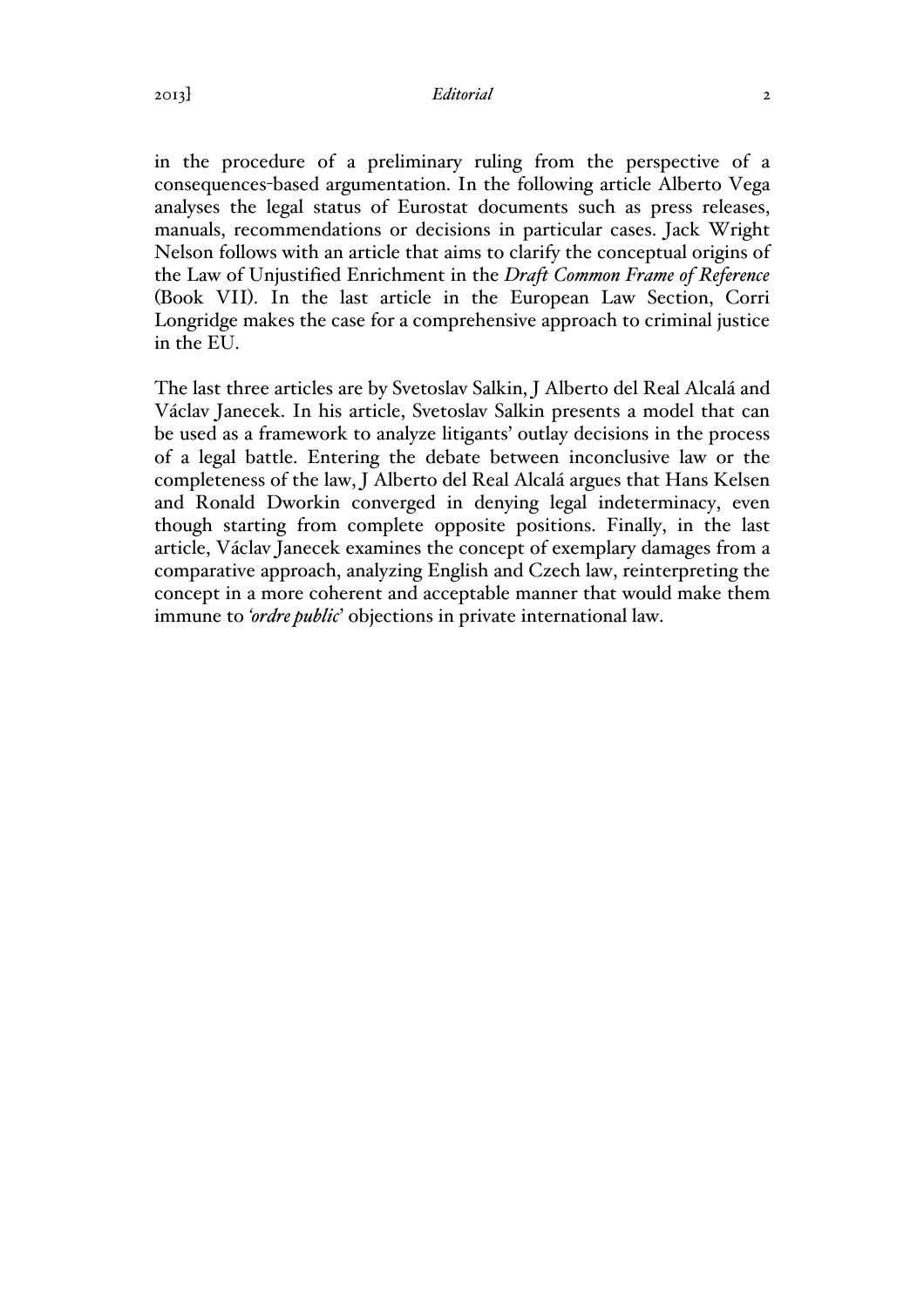in the procedure of a preliminary ruling from the perspective of a consequences-based argumentation. In the following article Alberto Vega analyses the legal status of Eurostat documents such as press releases, manuals, recommendations or decisions in particular cases. Jack Wright Nelson follows with an article that aims to clarify the conceptual origins of the Law of Unjustified Enrichment in the *Draft Common Frame of Reference* (Book VII). In the last article in the European Law Section, Corri Longridge makes the case for a comprehensive approach to criminal justice in the EU.

The last three articles are by Svetoslav Salkin, J Alberto del Real Alcalá and Václav Janecek. In his article, Svetoslav Salkin presents a model that can be used as a framework to analyze litigants' outlay decisions in the process of a legal battle. Entering the debate between inconclusive law or the completeness of the law, J Alberto del Real Alcalá argues that Hans Kelsen and Ronald Dworkin converged in denying legal indeterminacy, even though starting from complete opposite positions. Finally, in the last article, Václav Janecek examines the concept of exemplary damages from a comparative approach, analyzing English and Czech law, reinterpreting the concept in a more coherent and acceptable manner that would make them immune to *'ordre public'* objections in private international law.